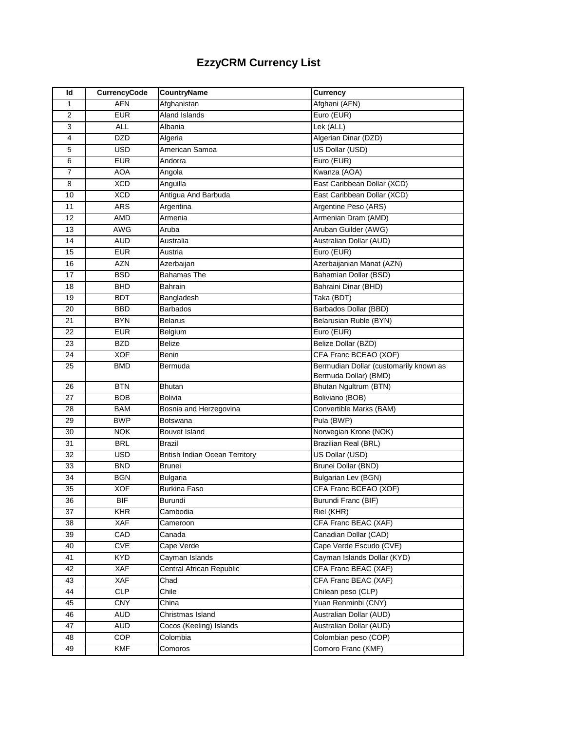# EzzyCRM Currency List

| Id | CurrencyCode | CountryName | Currency |
|---|---|---|---|
| 1 | AFN | Afghanistan | Afghani (AFN) |
| 2 | EUR | Aland Islands | Euro (EUR) |
| 3 | ALL | Albania | Lek (ALL) |
| 4 | DZD | Algeria | Algerian Dinar (DZD) |
| 5 | USD | American Samoa | US Dollar (USD) |
| 6 | EUR | Andorra | Euro (EUR) |
| 7 | AOA | Angola | Kwanza (AOA) |
| 8 | XCD | Anguilla | East Caribbean Dollar (XCD) |
| 10 | XCD | Antigua And Barbuda | East Caribbean Dollar (XCD) |
| 11 | ARS | Argentina | Argentine Peso (ARS) |
| 12 | AMD | Armenia | Armenian Dram (AMD) |
| 13 | AWG | Aruba | Aruban Guilder (AWG) |
| 14 | AUD | Australia | Australian Dollar (AUD) |
| 15 | EUR | Austria | Euro (EUR) |
| 16 | AZN | Azerbaijan | Azerbaijanian Manat (AZN) |
| 17 | BSD | Bahamas The | Bahamian Dollar (BSD) |
| 18 | BHD | Bahrain | Bahraini Dinar (BHD) |
| 19 | BDT | Bangladesh | Taka (BDT) |
| 20 | BBD | Barbados | Barbados Dollar (BBD) |
| 21 | BYN | Belarus | Belarusian Ruble (BYN) |
| 22 | EUR | Belgium | Euro (EUR) |
| 23 | BZD | Belize | Belize Dollar (BZD) |
| 24 | XOF | Benin | CFA Franc BCEAO (XOF) |
| 25 | BMD | Bermuda | Bermudian Dollar (customarily known as Bermuda Dollar) (BMD) |
| 26 | BTN | Bhutan | Bhutan Ngultrum (BTN) |
| 27 | BOB | Bolivia | Boliviano (BOB) |
| 28 | BAM | Bosnia and Herzegovina | Convertible Marks (BAM) |
| 29 | BWP | Botswana | Pula (BWP) |
| 30 | NOK | Bouvet Island | Norwegian Krone (NOK) |
| 31 | BRL | Brazil | Brazilian Real (BRL) |
| 32 | USD | British Indian Ocean Territory | US Dollar (USD) |
| 33 | BND | Brunei | Brunei Dollar (BND) |
| 34 | BGN | Bulgaria | Bulgarian Lev (BGN) |
| 35 | XOF | Burkina Faso | CFA Franc BCEAO (XOF) |
| 36 | BIF | Burundi | Burundi Franc (BIF) |
| 37 | KHR | Cambodia | Riel (KHR) |
| 38 | XAF | Cameroon | CFA Franc BEAC (XAF) |
| 39 | CAD | Canada | Canadian Dollar (CAD) |
| 40 | CVE | Cape Verde | Cape Verde Escudo (CVE) |
| 41 | KYD | Cayman Islands | Cayman Islands Dollar (KYD) |
| 42 | XAF | Central African Republic | CFA Franc BEAC (XAF) |
| 43 | XAF | Chad | CFA Franc BEAC (XAF) |
| 44 | CLP | Chile | Chilean peso (CLP) |
| 45 | CNY | China | Yuan Renminbi (CNY) |
| 46 | AUD | Christmas Island | Australian Dollar (AUD) |
| 47 | AUD | Cocos (Keeling) Islands | Australian Dollar (AUD) |
| 48 | COP | Colombia | Colombian peso (COP) |
| 49 | KMF | Comoros | Comoro Franc (KMF) |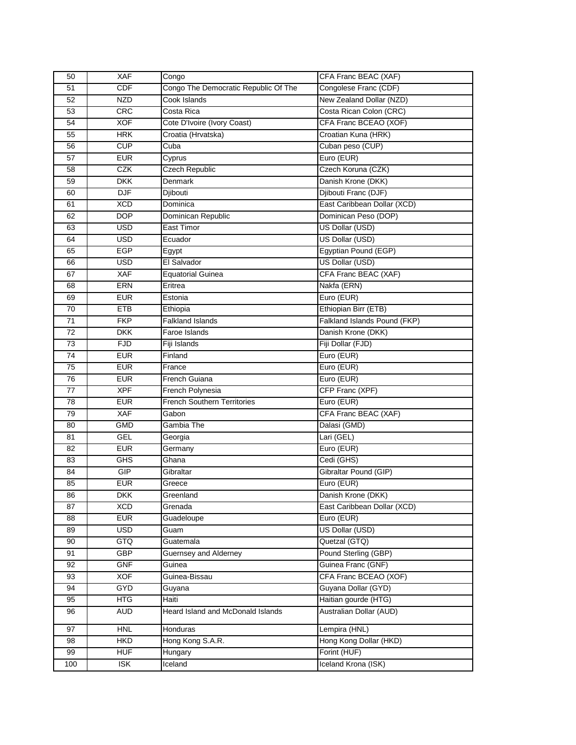| | | | |
|---|---|---|---|
| 50 | XAF | Congo | CFA Franc BEAC (XAF) |
| 51 | CDF | Congo The Democratic Republic Of The | Congolese Franc (CDF) |
| 52 | NZD | Cook Islands | New Zealand Dollar (NZD) |
| 53 | CRC | Costa Rica | Costa Rican Colon (CRC) |
| 54 | XOF | Cote D'Ivoire (Ivory Coast) | CFA Franc BCEAO (XOF) |
| 55 | HRK | Croatia (Hrvatska) | Croatian Kuna (HRK) |
| 56 | CUP | Cuba | Cuban peso (CUP) |
| 57 | EUR | Cyprus | Euro (EUR) |
| 58 | CZK | Czech Republic | Czech Koruna (CZK) |
| 59 | DKK | Denmark | Danish Krone (DKK) |
| 60 | DJF | Djibouti | Djibouti Franc (DJF) |
| 61 | XCD | Dominica | East Caribbean Dollar (XCD) |
| 62 | DOP | Dominican Republic | Dominican Peso (DOP) |
| 63 | USD | East Timor | US Dollar (USD) |
| 64 | USD | Ecuador | US Dollar (USD) |
| 65 | EGP | Egypt | Egyptian Pound (EGP) |
| 66 | USD | El Salvador | US Dollar (USD) |
| 67 | XAF | Equatorial Guinea | CFA Franc BEAC (XAF) |
| 68 | ERN | Eritrea | Nakfa (ERN) |
| 69 | EUR | Estonia | Euro (EUR) |
| 70 | ETB | Ethiopia | Ethiopian Birr (ETB) |
| 71 | FKP | Falkland Islands | Falkland Islands Pound (FKP) |
| 72 | DKK | Faroe Islands | Danish Krone (DKK) |
| 73 | FJD | Fiji Islands | Fiji Dollar (FJD) |
| 74 | EUR | Finland | Euro (EUR) |
| 75 | EUR | France | Euro (EUR) |
| 76 | EUR | French Guiana | Euro (EUR) |
| 77 | XPF | French Polynesia | CFP Franc (XPF) |
| 78 | EUR | French Southern Territories | Euro (EUR) |
| 79 | XAF | Gabon | CFA Franc BEAC (XAF) |
| 80 | GMD | Gambia The | Dalasi (GMD) |
| 81 | GEL | Georgia | Lari (GEL) |
| 82 | EUR | Germany | Euro (EUR) |
| 83 | GHS | Ghana | Cedi (GHS) |
| 84 | GIP | Gibraltar | Gibraltar Pound (GIP) |
| 85 | EUR | Greece | Euro (EUR) |
| 86 | DKK | Greenland | Danish Krone (DKK) |
| 87 | XCD | Grenada | East Caribbean Dollar (XCD) |
| 88 | EUR | Guadeloupe | Euro (EUR) |
| 89 | USD | Guam | US Dollar (USD) |
| 90 | GTQ | Guatemala | Quetzal (GTQ) |
| 91 | GBP | Guernsey and Alderney | Pound Sterling (GBP) |
| 92 | GNF | Guinea | Guinea Franc (GNF) |
| 93 | XOF | Guinea-Bissau | CFA Franc BCEAO (XOF) |
| 94 | GYD | Guyana | Guyana Dollar (GYD) |
| 95 | HTG | Haiti | Haitian gourde (HTG) |
| 96 | AUD | Heard Island and McDonald Islands | Australian Dollar (AUD) |
| 97 | HNL | Honduras | Lempira (HNL) |
| 98 | HKD | Hong Kong S.A.R. | Hong Kong Dollar (HKD) |
| 99 | HUF | Hungary | Forint (HUF) |
| 100 | ISK | Iceland | Iceland Krona (ISK) |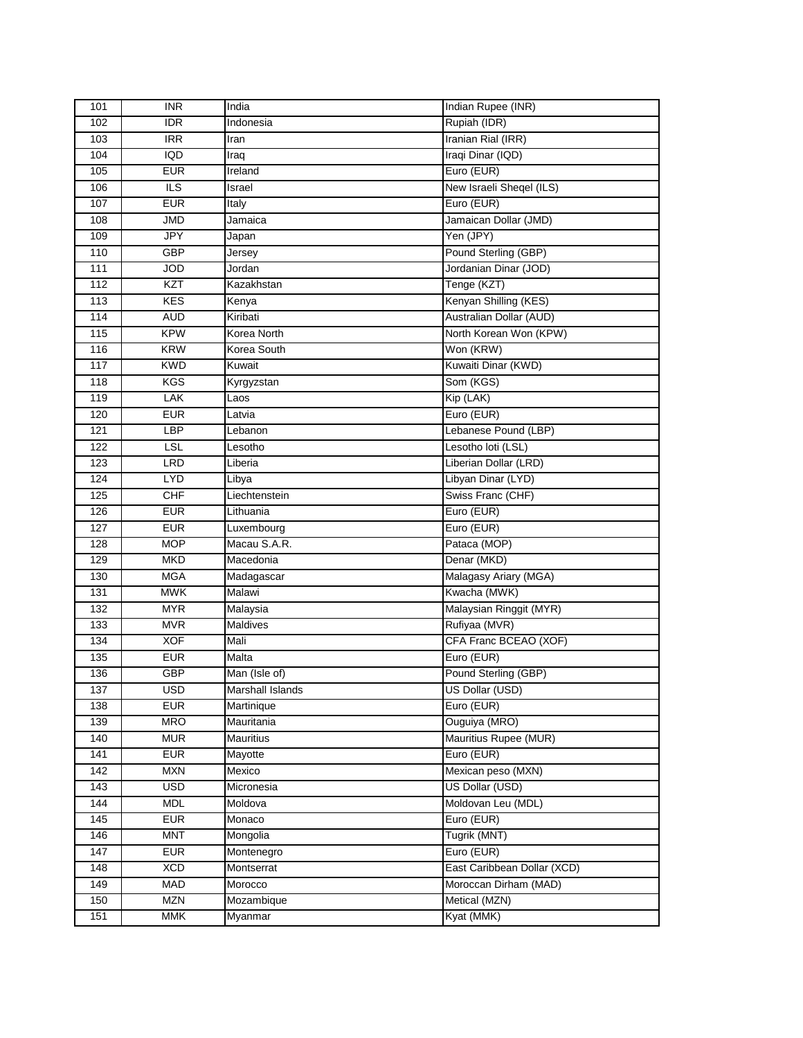| | | | |
|---|---|---|---|
| 101 | INR | India | Indian Rupee (INR) |
| 102 | IDR | Indonesia | Rupiah (IDR) |
| 103 | IRR | Iran | Iranian Rial (IRR) |
| 104 | IQD | Iraq | Iraqi Dinar (IQD) |
| 105 | EUR | Ireland | Euro (EUR) |
| 106 | ILS | Israel | New Israeli Sheqel (ILS) |
| 107 | EUR | Italy | Euro (EUR) |
| 108 | JMD | Jamaica | Jamaican Dollar (JMD) |
| 109 | JPY | Japan | Yen (JPY) |
| 110 | GBP | Jersey | Pound Sterling (GBP) |
| 111 | JOD | Jordan | Jordanian Dinar (JOD) |
| 112 | KZT | Kazakhstan | Tenge (KZT) |
| 113 | KES | Kenya | Kenyan Shilling (KES) |
| 114 | AUD | Kiribati | Australian Dollar (AUD) |
| 115 | KPW | Korea North | North Korean Won (KPW) |
| 116 | KRW | Korea South | Won (KRW) |
| 117 | KWD | Kuwait | Kuwaiti Dinar (KWD) |
| 118 | KGS | Kyrgyzstan | Som (KGS) |
| 119 | LAK | Laos | Kip (LAK) |
| 120 | EUR | Latvia | Euro (EUR) |
| 121 | LBP | Lebanon | Lebanese Pound (LBP) |
| 122 | LSL | Lesotho | Lesotho loti (LSL) |
| 123 | LRD | Liberia | Liberian Dollar (LRD) |
| 124 | LYD | Libya | Libyan Dinar (LYD) |
| 125 | CHF | Liechtenstein | Swiss Franc (CHF) |
| 126 | EUR | Lithuania | Euro (EUR) |
| 127 | EUR | Luxembourg | Euro (EUR) |
| 128 | MOP | Macau S.A.R. | Pataca (MOP) |
| 129 | MKD | Macedonia | Denar (MKD) |
| 130 | MGA | Madagascar | Malagasy Ariary (MGA) |
| 131 | MWK | Malawi | Kwacha (MWK) |
| 132 | MYR | Malaysia | Malaysian Ringgit (MYR) |
| 133 | MVR | Maldives | Rufiyaa (MVR) |
| 134 | XOF | Mali | CFA Franc BCEAO (XOF) |
| 135 | EUR | Malta | Euro (EUR) |
| 136 | GBP | Man (Isle of) | Pound Sterling (GBP) |
| 137 | USD | Marshall Islands | US Dollar (USD) |
| 138 | EUR | Martinique | Euro (EUR) |
| 139 | MRO | Mauritania | Ouguiya (MRO) |
| 140 | MUR | Mauritius | Mauritius Rupee (MUR) |
| 141 | EUR | Mayotte | Euro (EUR) |
| 142 | MXN | Mexico | Mexican peso (MXN) |
| 143 | USD | Micronesia | US Dollar (USD) |
| 144 | MDL | Moldova | Moldovan Leu (MDL) |
| 145 | EUR | Monaco | Euro (EUR) |
| 146 | MNT | Mongolia | Tugrik (MNT) |
| 147 | EUR | Montenegro | Euro (EUR) |
| 148 | XCD | Montserrat | East Caribbean Dollar (XCD) |
| 149 | MAD | Morocco | Moroccan Dirham (MAD) |
| 150 | MZN | Mozambique | Metical (MZN) |
| 151 | MMK | Myanmar | Kyat (MMK) |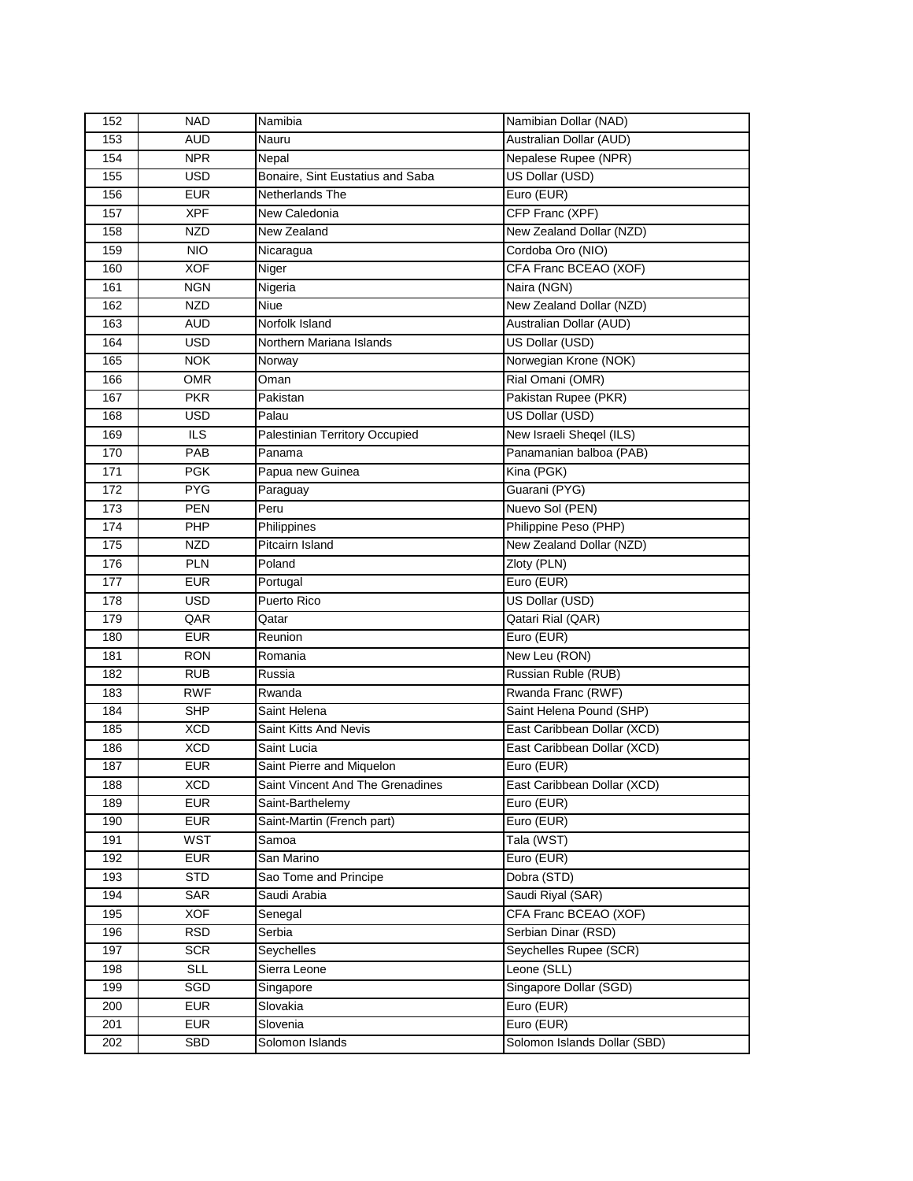| | | | |
|---|---|---|---|
| 152 | NAD | Namibia | Namibian Dollar (NAD) |
| 153 | AUD | Nauru | Australian Dollar (AUD) |
| 154 | NPR | Nepal | Nepalese Rupee (NPR) |
| 155 | USD | Bonaire, Sint Eustatius and Saba | US Dollar (USD) |
| 156 | EUR | Netherlands The | Euro (EUR) |
| 157 | XPF | New Caledonia | CFP Franc (XPF) |
| 158 | NZD | New Zealand | New Zealand Dollar (NZD) |
| 159 | NIO | Nicaragua | Cordoba Oro (NIO) |
| 160 | XOF | Niger | CFA Franc BCEAO (XOF) |
| 161 | NGN | Nigeria | Naira (NGN) |
| 162 | NZD | Niue | New Zealand Dollar (NZD) |
| 163 | AUD | Norfolk Island | Australian Dollar (AUD) |
| 164 | USD | Northern Mariana Islands | US Dollar (USD) |
| 165 | NOK | Norway | Norwegian Krone (NOK) |
| 166 | OMR | Oman | Rial Omani (OMR) |
| 167 | PKR | Pakistan | Pakistan Rupee (PKR) |
| 168 | USD | Palau | US Dollar (USD) |
| 169 | ILS | Palestinian Territory Occupied | New Israeli Sheqel (ILS) |
| 170 | PAB | Panama | Panamanian balboa (PAB) |
| 171 | PGK | Papua new Guinea | Kina (PGK) |
| 172 | PYG | Paraguay | Guarani (PYG) |
| 173 | PEN | Peru | Nuevo Sol (PEN) |
| 174 | PHP | Philippines | Philippine Peso (PHP) |
| 175 | NZD | Pitcairn Island | New Zealand Dollar (NZD) |
| 176 | PLN | Poland | Zloty (PLN) |
| 177 | EUR | Portugal | Euro (EUR) |
| 178 | USD | Puerto Rico | US Dollar (USD) |
| 179 | QAR | Qatar | Qatari Rial (QAR) |
| 180 | EUR | Reunion | Euro (EUR) |
| 181 | RON | Romania | New Leu (RON) |
| 182 | RUB | Russia | Russian Ruble (RUB) |
| 183 | RWF | Rwanda | Rwanda Franc (RWF) |
| 184 | SHP | Saint Helena | Saint Helena Pound (SHP) |
| 185 | XCD | Saint Kitts And Nevis | East Caribbean Dollar (XCD) |
| 186 | XCD | Saint Lucia | East Caribbean Dollar (XCD) |
| 187 | EUR | Saint Pierre and Miquelon | Euro (EUR) |
| 188 | XCD | Saint Vincent And The Grenadines | East Caribbean Dollar (XCD) |
| 189 | EUR | Saint-Barthelemy | Euro (EUR) |
| 190 | EUR | Saint-Martin (French part) | Euro (EUR) |
| 191 | WST | Samoa | Tala (WST) |
| 192 | EUR | San Marino | Euro (EUR) |
| 193 | STD | Sao Tome and Principe | Dobra (STD) |
| 194 | SAR | Saudi Arabia | Saudi Riyal (SAR) |
| 195 | XOF | Senegal | CFA Franc BCEAO (XOF) |
| 196 | RSD | Serbia | Serbian Dinar (RSD) |
| 197 | SCR | Seychelles | Seychelles Rupee (SCR) |
| 198 | SLL | Sierra Leone | Leone (SLL) |
| 199 | SGD | Singapore | Singapore Dollar (SGD) |
| 200 | EUR | Slovakia | Euro (EUR) |
| 201 | EUR | Slovenia | Euro (EUR) |
| 202 | SBD | Solomon Islands | Solomon Islands Dollar (SBD) |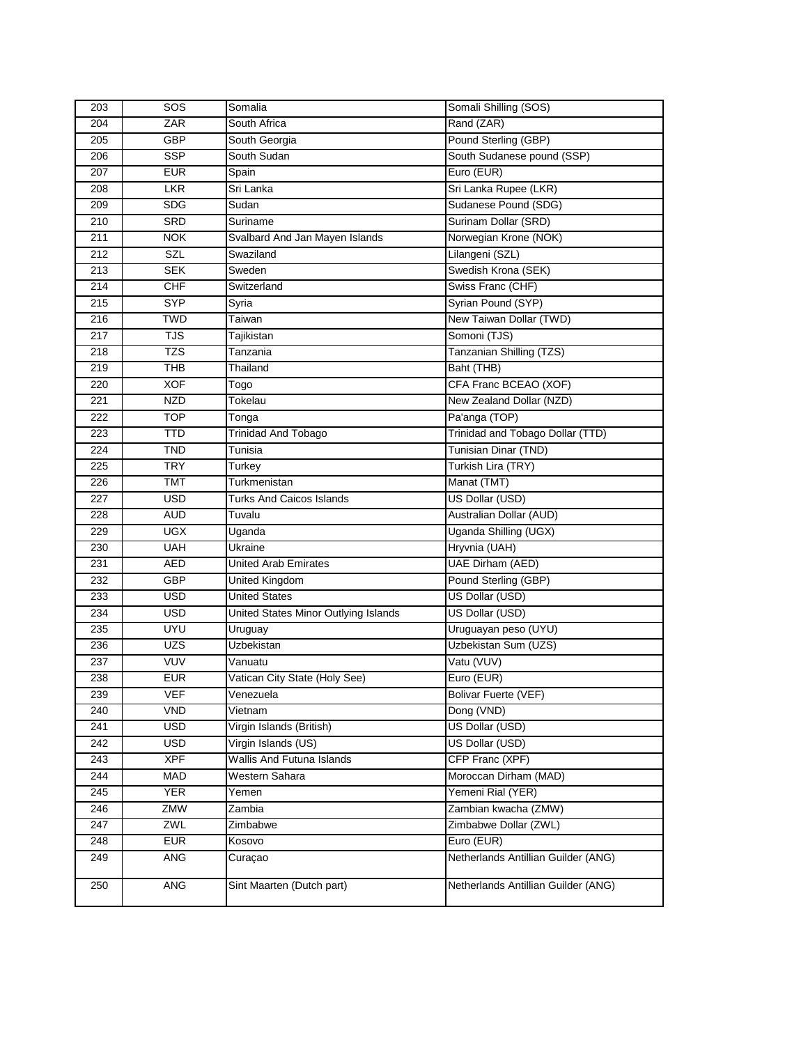| | | | |
|---|---|---|---|
| 203 | SOS | Somalia | Somali Shilling (SOS) |
| 204 | ZAR | South Africa | Rand (ZAR) |
| 205 | GBP | South Georgia | Pound Sterling (GBP) |
| 206 | SSP | South Sudan | South Sudanese pound (SSP) |
| 207 | EUR | Spain | Euro (EUR) |
| 208 | LKR | Sri Lanka | Sri Lanka Rupee (LKR) |
| 209 | SDG | Sudan | Sudanese Pound (SDG) |
| 210 | SRD | Suriname | Surinam Dollar (SRD) |
| 211 | NOK | Svalbard And Jan Mayen Islands | Norwegian Krone (NOK) |
| 212 | SZL | Swaziland | Lilangeni (SZL) |
| 213 | SEK | Sweden | Swedish Krona (SEK) |
| 214 | CHF | Switzerland | Swiss Franc (CHF) |
| 215 | SYP | Syria | Syrian Pound (SYP) |
| 216 | TWD | Taiwan | New Taiwan Dollar (TWD) |
| 217 | TJS | Tajikistan | Somoni (TJS) |
| 218 | TZS | Tanzania | Tanzanian Shilling (TZS) |
| 219 | THB | Thailand | Baht (THB) |
| 220 | XOF | Togo | CFA Franc BCEAO (XOF) |
| 221 | NZD | Tokelau | New Zealand Dollar (NZD) |
| 222 | TOP | Tonga | Pa'anga (TOP) |
| 223 | TTD | Trinidad And Tobago | Trinidad and Tobago Dollar (TTD) |
| 224 | TND | Tunisia | Tunisian Dinar (TND) |
| 225 | TRY | Turkey | Turkish Lira (TRY) |
| 226 | TMT | Turkmenistan | Manat (TMT) |
| 227 | USD | Turks And Caicos Islands | US Dollar (USD) |
| 228 | AUD | Tuvalu | Australian Dollar (AUD) |
| 229 | UGX | Uganda | Uganda Shilling (UGX) |
| 230 | UAH | Ukraine | Hryvnia (UAH) |
| 231 | AED | United Arab Emirates | UAE Dirham (AED) |
| 232 | GBP | United Kingdom | Pound Sterling (GBP) |
| 233 | USD | United States | US Dollar (USD) |
| 234 | USD | United States Minor Outlying Islands | US Dollar (USD) |
| 235 | UYU | Uruguay | Uruguayan peso (UYU) |
| 236 | UZS | Uzbekistan | Uzbekistan Sum (UZS) |
| 237 | VUV | Vanuatu | Vatu (VUV) |
| 238 | EUR | Vatican City State (Holy See) | Euro (EUR) |
| 239 | VEF | Venezuela | Bolivar Fuerte (VEF) |
| 240 | VND | Vietnam | Dong (VND) |
| 241 | USD | Virgin Islands (British) | US Dollar (USD) |
| 242 | USD | Virgin Islands (US) | US Dollar (USD) |
| 243 | XPF | Wallis And Futuna Islands | CFP Franc (XPF) |
| 244 | MAD | Western Sahara | Moroccan Dirham (MAD) |
| 245 | YER | Yemen | Yemeni Rial (YER) |
| 246 | ZMW | Zambia | Zambian kwacha (ZMW) |
| 247 | ZWL | Zimbabwe | Zimbabwe Dollar (ZWL) |
| 248 | EUR | Kosovo | Euro (EUR) |
| 249 | ANG | Curaçao | Netherlands Antillian Guilder (ANG) |
| 250 | ANG | Sint Maarten (Dutch part) | Netherlands Antillian Guilder (ANG) |